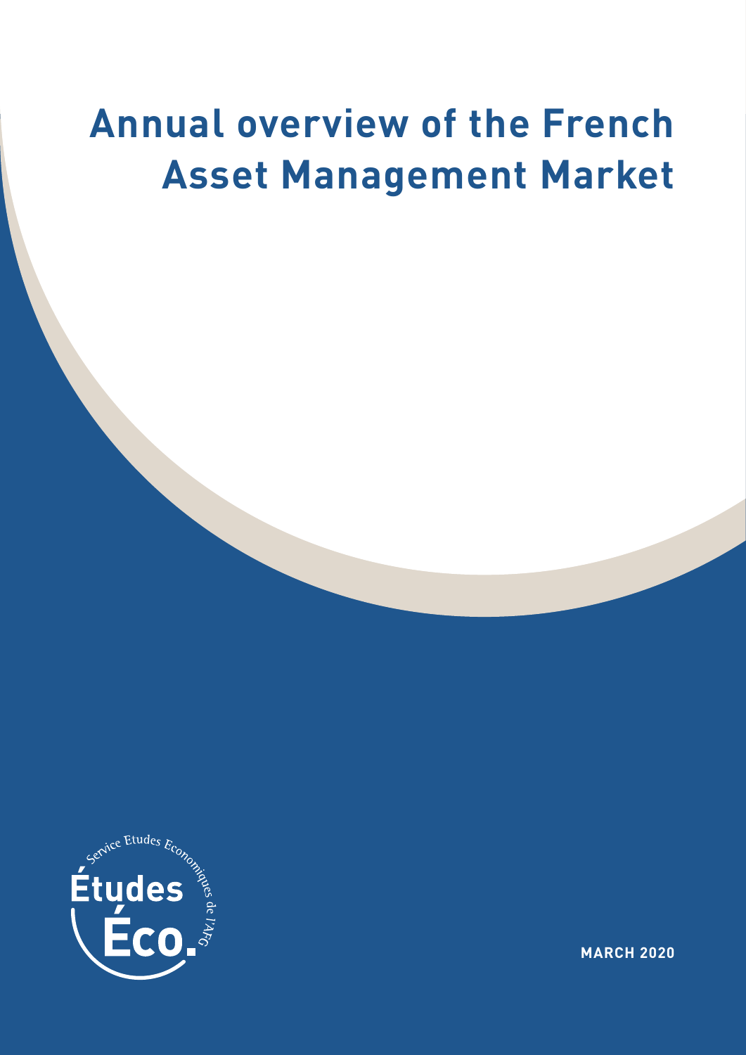# Annual overview of the French Asset Management Market

Service Etudes Economiques de l'AFG

Études Éco.

MARCH 2020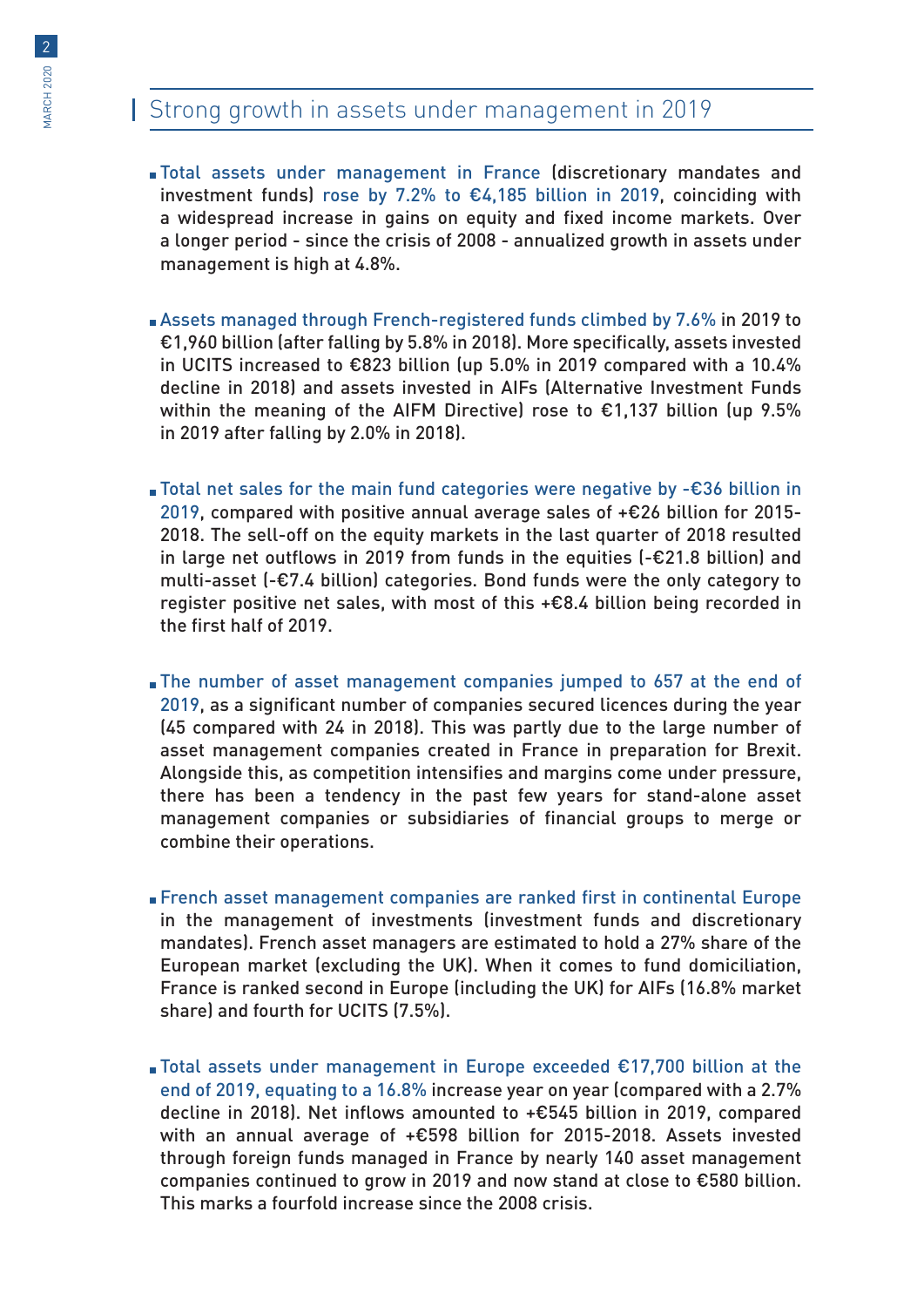## Strong growth in assets under management in 2019

- Total assets under management in France (discretionary mandates and investment funds) rose by 7.2% to €4,185 billion in 2019, coinciding with a widespread increase in gains on equity and fixed income markets. Over a longer period - since the crisis of 2008 - annualized growth in assets under management is high at 4.8%.

- Assets managed through French-registered funds climbed by 7.6% in 2019 to €1,960 billion (after falling by 5.8% in 2018). More specifically, assets invested in UCITS increased to €823 billion (up 5.0% in 2019 compared with a 10.4% decline in 2018) and assets invested in AIFs (Alternative Investment Funds within the meaning of the AIFM Directive) rose to €1,137 billion (up 9.5% in 2019 after falling by 2.0% in 2018).

- Total net sales for the main fund categories were negative by -€36 billion in 2019, compared with positive annual average sales of +€26 billion for 2015-2018. The sell-off on the equity markets in the last quarter of 2018 resulted in large net outflows in 2019 from funds in the equities (-€21.8 billion) and multi-asset (-€7.4 billion) categories. Bond funds were the only category to register positive net sales, with most of this +€8.4 billion being recorded in the first half of 2019.

- The number of asset management companies jumped to 657 at the end of 2019, as a significant number of companies secured licences during the year (45 compared with 24 in 2018). This was partly due to the large number of asset management companies created in France in preparation for Brexit. Alongside this, as competition intensifies and margins come under pressure, there has been a tendency in the past few years for stand-alone asset management companies or subsidiaries of financial groups to merge or combine their operations.

- French asset management companies are ranked first in continental Europe in the management of investments (investment funds and discretionary mandates). French asset managers are estimated to hold a 27% share of the European market (excluding the UK). When it comes to fund domiciliation, France is ranked second in Europe (including the UK) for AIFs (16.8% market share) and fourth for UCITS (7.5%).

- Total assets under management in Europe exceeded €17,700 billion at the end of 2019, equating to a 16.8% increase year on year (compared with a 2.7% decline in 2018). Net inflows amounted to +€545 billion in 2019, compared with an annual average of +€598 billion for 2015-2018. Assets invested through foreign funds managed in France by nearly 140 asset management companies continued to grow in 2019 and now stand at close to €580 billion. This marks a fourfold increase since the 2008 crisis.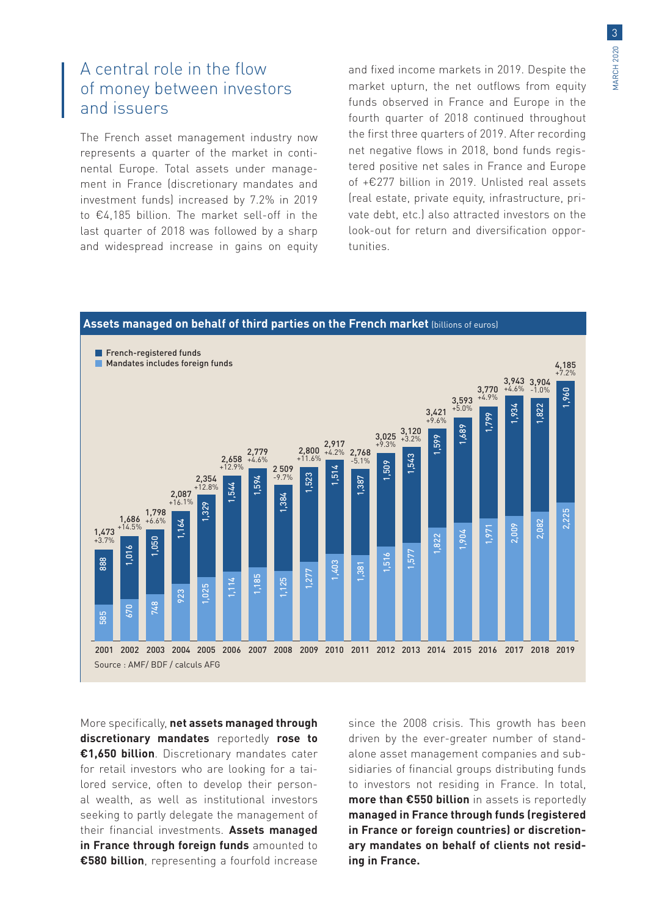## A central role in the flow of money between investors and issuers

The French asset management industry now represents a quarter of the market in continental Europe. Total assets under management in France (discretionary mandates and investment funds) increased by 7.2% in 2019 to €4,185 billion. The market sell-off in the last quarter of 2018 was followed by a sharp and widespread increase in gains on equity and fixed income markets in 2019. Despite the market upturn, the net outflows from equity funds observed in France and Europe in the fourth quarter of 2018 continued throughout the first three quarters of 2019. After recording net negative flows in 2018, bond funds registered positive net sales in France and Europe of +€277 billion in 2019. Unlisted real assets (real estate, private equity, infrastructure, private debt, etc.) also attracted investors on the look-out for return and diversification opportunities.

**Assets managed on behalf of third parties on the French market** (billions of euros)

| Year | French-registered funds | Mandates includes foreign funds | Total | Change |
|---|---|---|---|---|
| 2001 | 888 | 585 | 1,473 | +3.7% |
| 2002 | 1,016 | 670 | 1,686 | +14.5% |
| 2003 | 1,050 | 748 | 1,798 | +6.6% |
| 2004 | 1,164 | 923 | 2,087 | +16.1% |
| 2005 | 1,329 | 1,025 | 2,354 | +12.8% |
| 2006 | 1,544 | 1,114 | 2,658 | +12.9% |
| 2007 | 1,594 | 1,185 | 2,779 | +4.6% |
| 2008 | 1,384 | 1,125 | 2 509 | -9.7% |
| 2009 | 1,523 | 1,277 | 2,800 | +11.6% |
| 2010 | 1,514 | 1,403 | 2,917 | +4.2% |
| 2011 | 1,387 | 1,381 | 2,768 | -5.1% |
| 2012 | 1,509 | 1,516 | 3,025 | +9.3% |
| 2013 | 1,543 | 1,577 | 3,120 | +3.2% |
| 2014 | 1,599 | 1,822 | 3,421 | +9.6% |
| 2015 | 1,689 | 1,904 | 3,593 | +5.0% |
| 2016 | 1,799 | 1,971 | 3,770 | +4.9% |
| 2017 | 1,934 | 2,009 | 3,943 | +4.6% |
| 2018 | 1,822 | 2,082 | 3,904 | -1.0% |
| 2019 | 1,960 | 2,225 | 4,185 | +7.2% |

Source : AMF/ BDF / calculs AFG

More specifically, **net assets managed through discretionary mandates** reportedly **rose to €1,650 billion**. Discretionary mandates cater for retail investors who are looking for a tailored service, often to develop their personal wealth, as well as institutional investors seeking to partly delegate the management of their financial investments. **Assets managed in France through foreign funds** amounted to **€580 billion**, representing a fourfold increase since the 2008 crisis. This growth has been driven by the ever-greater number of standalone asset management companies and subsidiaries of financial groups distributing funds to investors not residing in France. In total, **more than €550 billion** in assets is reportedly **managed in France through funds (registered in France or foreign countries) or discretionary mandates on behalf of clients not residing in France.**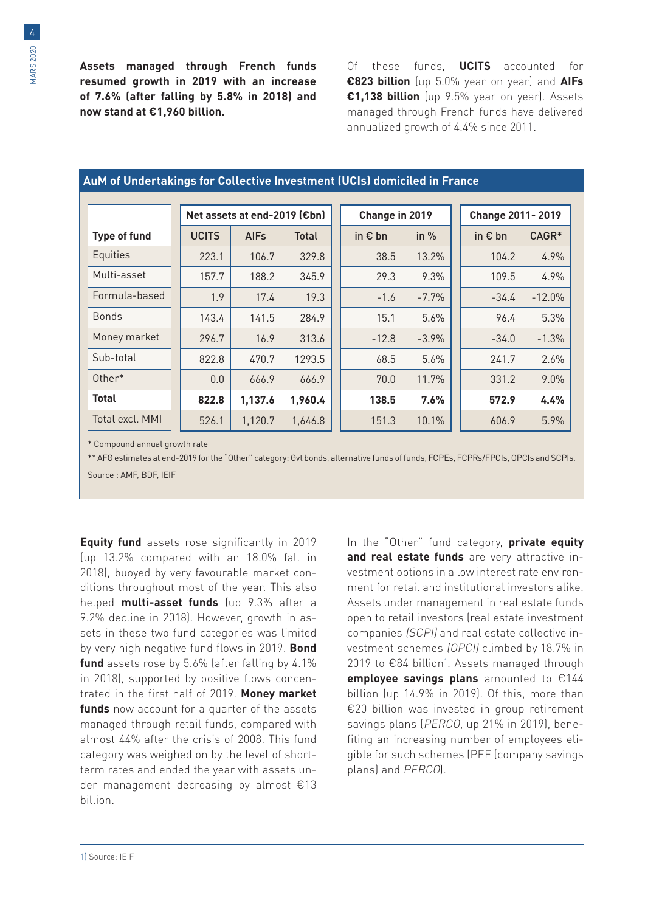**Assets managed through French funds resumed growth in 2019 with an increase of 7.6% (after falling by 5.8% in 2018) and now stand at €1,960 billion.**

Of these funds, **UCITS** accounted for **€823 billion** (up 5.0% year on year) and **AIFs €1,138 billion** (up 9.5% year on year). Assets managed through French funds have delivered annualized growth of 4.4% since 2011.

## AuM of Undertakings for Collective Investment (UCIs) domiciled in France

| Type of fund | Net assets at end-2019 (€bn) | | | Change in 2019 | | Change 2011- 2019 | |
|---|---|---|---|---|---|---|---|
| | UCITS | AIFs | Total | in € bn | in % | in € bn | CAGR* |
| Equities | 223.1 | 106.7 | 329.8 | 38.5 | 13.2% | 104.2 | 4.9% |
| Multi-asset | 157.7 | 188.2 | 345.9 | 29.3 | 9.3% | 109.5 | 4.9% |
| Formula-based | 1.9 | 17.4 | 19.3 | -1.6 | -7.7% | -34.4 | -12.0% |
| Bonds | 143.4 | 141.5 | 284.9 | 15.1 | 5.6% | 96.4 | 5.3% |
| Money market | 296.7 | 16.9 | 313.6 | -12.8 | -3.9% | -34.0 | -1.3% |
| Sub-total | 822.8 | 470.7 | 1293.5 | 68.5 | 5.6% | 241.7 | 2.6% |
| Other* | 0.0 | 666.9 | 666.9 | 70.0 | 11.7% | 331.2 | 9.0% |
| **Total** | **822.8** | **1,137.6** | **1,960.4** | **138.5** | **7.6%** | **572.9** | **4.4%** |
| Total excl. MMI | 526.1 | 1,120.7 | 1,646.8 | 151.3 | 10.1% | 606.9 | 5.9% |

\* Compound annual growth rate

\** AFG estimates at end-2019 for the "Other" category: Gvt bonds, alternative funds of funds, FCPEs, FCPRs/FPCIs, OPCIs and SCPIs.

Source : AMF, BDF, IEIF

**Equity fund** assets rose significantly in 2019 (up 13.2% compared with an 18.0% fall in 2018), buoyed by very favourable market conditions throughout most of the year. This also helped **multi-asset funds** (up 9.3% after a 9.2% decline in 2018). However, growth in assets in these two fund categories was limited by very high negative fund flows in 2019. **Bond fund** assets rose by 5.6% (after falling by 4.1% in 2018), supported by positive flows concentrated in the first half of 2019. **Money market funds** now account for a quarter of the assets managed through retail funds, compared with almost 44% after the crisis of 2008. This fund category was weighed on by the level of short-term rates and ended the year with assets under management decreasing by almost €13 billion.

In the "Other" fund category, **private equity and real estate funds** are very attractive investment options in a low interest rate environment for retail and institutional investors alike. Assets under management in real estate funds open to retail investors (real estate investment companies *(SCPI)* and real estate collective investment schemes *(OPCI)* climbed by 18.7% in 2019 to €84 billion[1]. Assets managed through **employee savings plans** amounted to €144 billion (up 14.9% in 2019). Of this, more than €20 billion was invested in group retirement savings plans (*PERCO*, up 21% in 2019), benefiting an increasing number of employees eligible for such schemes (PEE (company savings plans) and *PERCO*).

1) Source: IEIF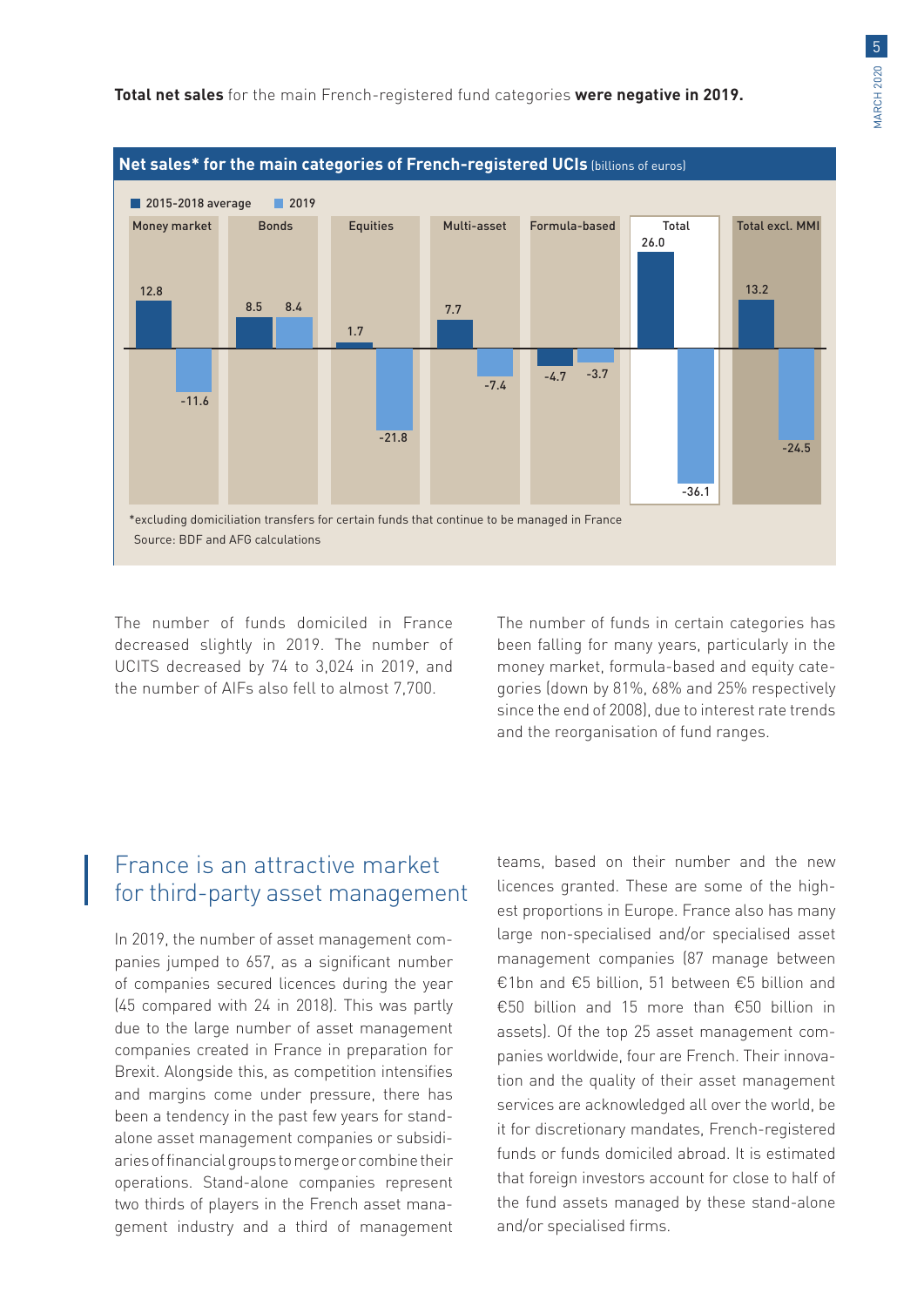**Total net sales** for the main French-registered fund categories **were negative in 2019.**

**Net sales* for the main categories of French-registered UCIs** (billions of euros)

| | 2015-2018 average | 2019 |
|---|---|---|
| Money market | 12.8 | -11.6 |
| Bonds | 8.5 | 8.4 |
| Equities | 1.7 | -21.8 |
| Multi-asset | 7.7 | -7.4 |
| Formula-based | -4.7 | -3.7 |
| Total | 26.0 | -36.1 |
| Total excl. MMI | 13.2 | -24.5 |

*excluding domiciliation transfers for certain funds that continue to be managed in France

Source: BDF and AFG calculations

The number of funds domiciled in France decreased slightly in 2019. The number of UCITS decreased by 74 to 3,024 in 2019, and the number of AIFs also fell to almost 7,700.

The number of funds in certain categories has been falling for many years, particularly in the money market, formula-based and equity categories (down by 81%, 68% and 25% respectively since the end of 2008), due to interest rate trends and the reorganisation of fund ranges.

## France is an attractive market for third-party asset management

In 2019, the number of asset management companies jumped to 657, as a significant number of companies secured licences during the year (45 compared with 24 in 2018). This was partly due to the large number of asset management companies created in France in preparation for Brexit. Alongside this, as competition intensifies and margins come under pressure, there has been a tendency in the past few years for stand-alone asset management companies or subsidiaries of financial groups to merge or combine their operations. Stand-alone companies represent two thirds of players in the French asset management industry and a third of management teams, based on their number and the new licences granted. These are some of the highest proportions in Europe. France also has many large non-specialised and/or specialised asset management companies (87 manage between €1bn and €5 billion, 51 between €5 billion and €50 billion and 15 more than €50 billion in assets). Of the top 25 asset management companies worldwide, four are French. Their innovation and the quality of their asset management services are acknowledged all over the world, be it for discretionary mandates, French-registered funds or funds domiciled abroad. It is estimated that foreign investors account for close to half of the fund assets managed by these stand-alone and/or specialised firms.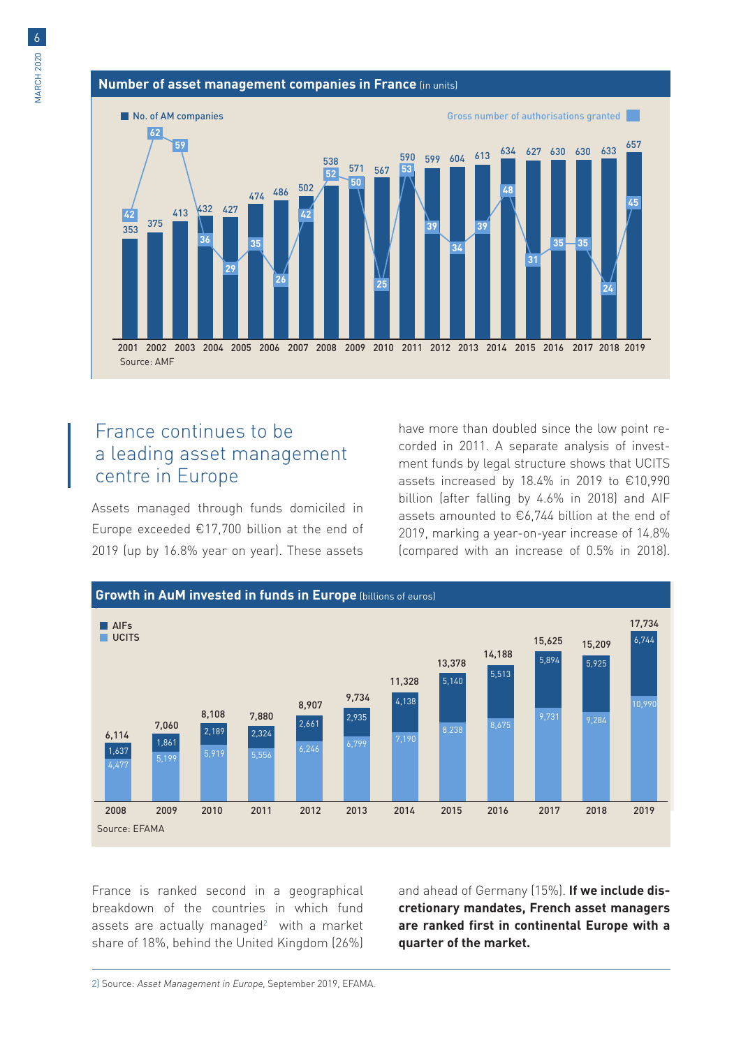**Number of asset management companies in France** (in units)

| Year | No. of AM companies | Gross number of authorisations granted |
|---|---|---|
| 2001 | 353 | 42 |
| 2002 | 375 | 62 |
| 2003 | 413 | 59 |
| 2004 | 432 | 36 |
| 2005 | 427 | 29 |
| 2006 | 474 | 35 |
| 2007 | 486 | 26 |
| 2008 | 502 | 42 |
| 2009 | 538 | 52 |
| 2010 | 571 | 50 |
| 2011 | 567 | 25 |
| 2012 | 590 | 53 |
| 2013 | 599 | 39 |
| 2014 | 604 | 34 |
| 2015 | 613 | 39 |
| 2016 | 634 | 48 |
| 2017 | 627 | 31 |
| 2018 | 630 | 35 |
| 2019 | 630 | 35 |
| | 633 | 24 |
| | 657 | 45 |

Source: AMF

## France continues to be a leading asset management centre in Europe

Assets managed through funds domiciled in Europe exceeded €17,700 billion at the end of 2019 (up by 16.8% year on year). These assets have more than doubled since the low point recorded in 2011. A separate analysis of investment funds by legal structure shows that UCITS assets increased by 18.4% in 2019 to €10,990 billion (after falling by 4.6% in 2018) and AIF assets amounted to €6,744 billion at the end of 2019, marking a year-on-year increase of 14.8% (compared with an increase of 0.5% in 2018).

**Growth in AuM invested in funds in Europe** (billions of euros)

| Year | AIFs | UCITS | Total |
|---|---|---|---|
| 2008 | 1,637 | 4,477 | 6,114 |
| 2009 | 1,861 | 5,199 | 7,060 |
| 2010 | 2,189 | 5,919 | 8,108 |
| 2011 | 2,324 | 5,556 | 7,880 |
| 2012 | 2,661 | 6,246 | 8,907 |
| 2013 | 2,935 | 6,799 | 9,734 |
| 2014 | 4,138 | 7,190 | 11,328 |
| 2015 | 5,140 | 8,238 | 13,378 |
| 2016 | 5,513 | 8,675 | 14,188 |
| 2017 | 5,894 | 9,731 | 15,625 |
| 2018 | 5,925 | 9,284 | 15,209 |
| 2019 | 6,744 | 10,990 | 17,734 |

Source: EFAMA

France is ranked second in a geographical breakdown of the countries in which fund assets are actually managed[2] with a market share of 18%, behind the United Kingdom (26%) and ahead of Germany (15%). **If we include discretionary mandates, French asset managers are ranked first in continental Europe with a quarter of the market.**

2) Source: *Asset Management in Europe*, September 2019, EFAMA.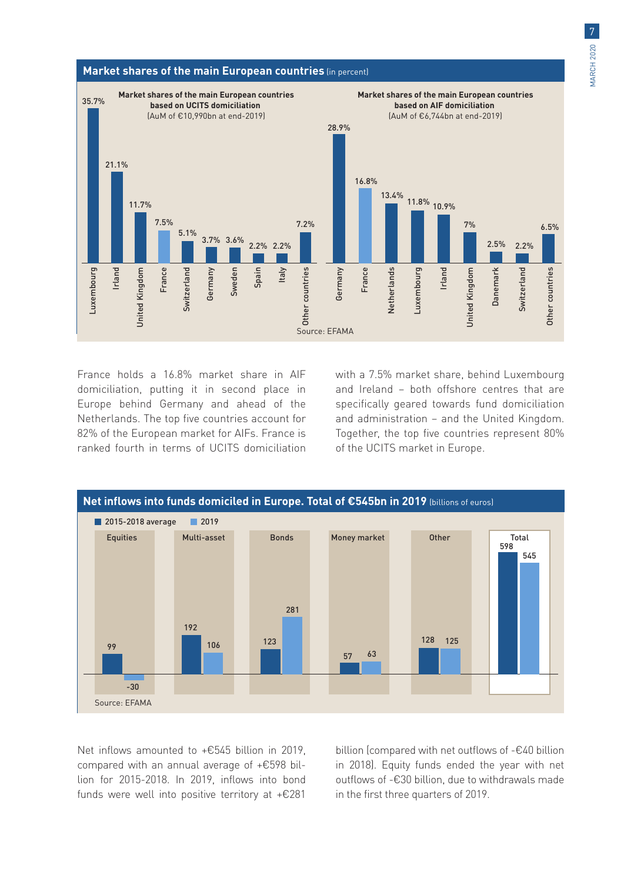## Market shares of the main European countries (in percent)

**Market shares of the main European countries based on UCITS domiciliation** (AuM of €10,990bn at end-2019)

| Country | Market share |
|---|---|
| Luxembourg | 35.7% |
| Irland | 21.1% |
| United Kingdom | 11.7% |
| France | 7.5% |
| Switzerland | 5.1% |
| Germany | 3.7% |
| Sweden | 3.6% |
| Spain | 2.2% |
| Italy | 2.2% |
| Other countries | 7.2% |

**Market shares of the main European countries based on AIF domiciliation** (AuM of €6,744bn at end-2019)

| Country | Market share |
|---|---|
| Germany | 28.9% |
| France | 16.8% |
| Netherlands | 13.4% |
| Luxembourg | 11.8% |
| Irland | 10.9% |
| United Kingdom | 7% |
| Danemark | 2.5% |
| Switzerland | 2.2% |
| Other countries | 6.5% |

Source: EFAMA

France holds a 16.8% market share in AIF domiciliation, putting it in second place in Europe behind Germany and ahead of the Netherlands. The top five countries account for 82% of the European market for AIFs. France is ranked fourth in terms of UCITS domiciliation with a 7.5% market share, behind Luxembourg and Ireland – both offshore centres that are specifically geared towards fund domiciliation and administration – and the United Kingdom. Together, the top five countries represent 80% of the UCITS market in Europe.

## Net inflows into funds domiciled in Europe. Total of €545bn in 2019 (billions of euros)

| | 2015-2018 average | 2019 |
|---|---|---|
| Equities | 99 | -30 |
| Multi-asset | 192 | 106 |
| Bonds | 123 | 281 |
| Money market | 57 | 63 |
| Other | 128 | 125 |
| Total | 598 | 545 |

Source: EFAMA

Net inflows amounted to +€545 billion in 2019, compared with an annual average of +€598 billion for 2015-2018. In 2019, inflows into bond funds were well into positive territory at +€281 billion (compared with net outflows of -€40 billion in 2018). Equity funds ended the year with net outflows of -€30 billion, due to withdrawals made in the first three quarters of 2019.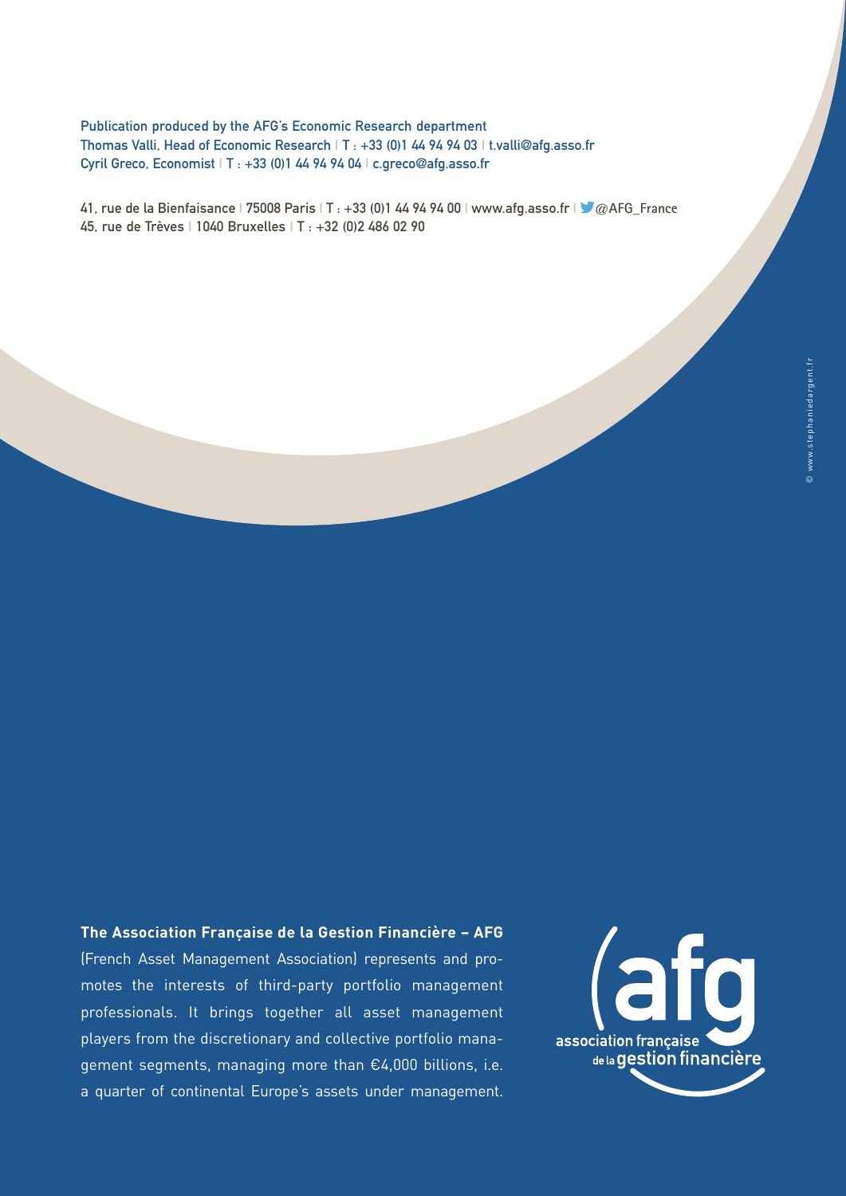Publication produced by the AFG's Economic Research department
Thomas Valli, Head of Economic Research | T : +33 (0)1 44 94 94 03 | t.valli@afg.asso.fr
Cyril Greco, Economist | T : +33 (0)1 44 94 94 04 | c.greco@afg.asso.fr

41, rue de la Bienfaisance | 75008 Paris | T : +33 (0)1 44 94 94 00 | www.afg.asso.fr | @AFG_France
45, rue de Trèves | 1040 Bruxelles | T : +32 (0)2 486 02 90

© www.stephaniedargent.fr

**The Association Française de la Gestion Financière – AFG** (French Asset Management Association) represents and promotes the interests of third-party portfolio management professionals. It brings together all asset management players from the discretionary and collective portfolio management segments, managing more than €4,000 billions, i.e. a quarter of continental Europe's assets under management.

afg
association française de la gestion financière